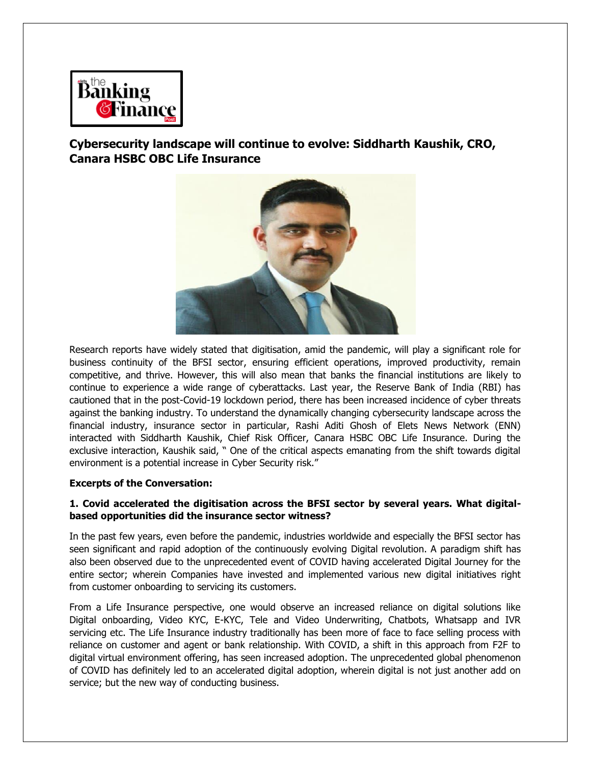# Cybersecurity landscape will continue to evolve: Siddharth Kaushik, CRO, Canara HSBC OBC Life Insurance

Research reports have widely stated that digitisation, amid the pandemic, will play a significant role for business continuity of the BFSI sector, ensuring efficient operations, improved productivity, remain competitive, and thrive. However, this will also mean that banks the financial institutions are likely to continue to experience a wide range of cyberattacks. Last year, the Reserve Bank of India (RBI) has cautioned that in the post-Covid-19 lockdown period, there has been increased incidence of cyber threats against the banking industry. To understand the dynamically changing cybersecurity landscape across the financial industry, insurance sector in particular, Rashi Aditi Ghosh of Elets News Network (ENN) interacted with Siddharth Kaushik, Chief Risk Officer, Canara HSBC OBC Life Insurance. During the exclusive interaction, Kaushik said, " One of the critical aspects emanating from the shift towards digital environment is a potential increase in Cyber Security risk."

**Excerpts of the Conversation:**

**1. Covid accelerated the digitisation across the BFSI sector by several years. What digital-based opportunities did the insurance sector witness?**

In the past few years, even before the pandemic, industries worldwide and especially the BFSI sector has seen significant and rapid adoption of the continuously evolving Digital revolution. A paradigm shift has also been observed due to the unprecedented event of COVID having accelerated Digital Journey for the entire sector; wherein Companies have invested and implemented various new digital initiatives right from customer onboarding to servicing its customers.

From a Life Insurance perspective, one would observe an increased reliance on digital solutions like Digital onboarding, Video KYC, E-KYC, Tele and Video Underwriting, Chatbots, Whatsapp and IVR servicing etc. The Life Insurance industry traditionally has been more of face to face selling process with reliance on customer and agent or bank relationship. With COVID, a shift in this approach from F2F to digital virtual environment offering, has seen increased adoption. The unprecedented global phenomenon of COVID has definitely led to an accelerated digital adoption, wherein digital is not just another add on service; but the new way of conducting business.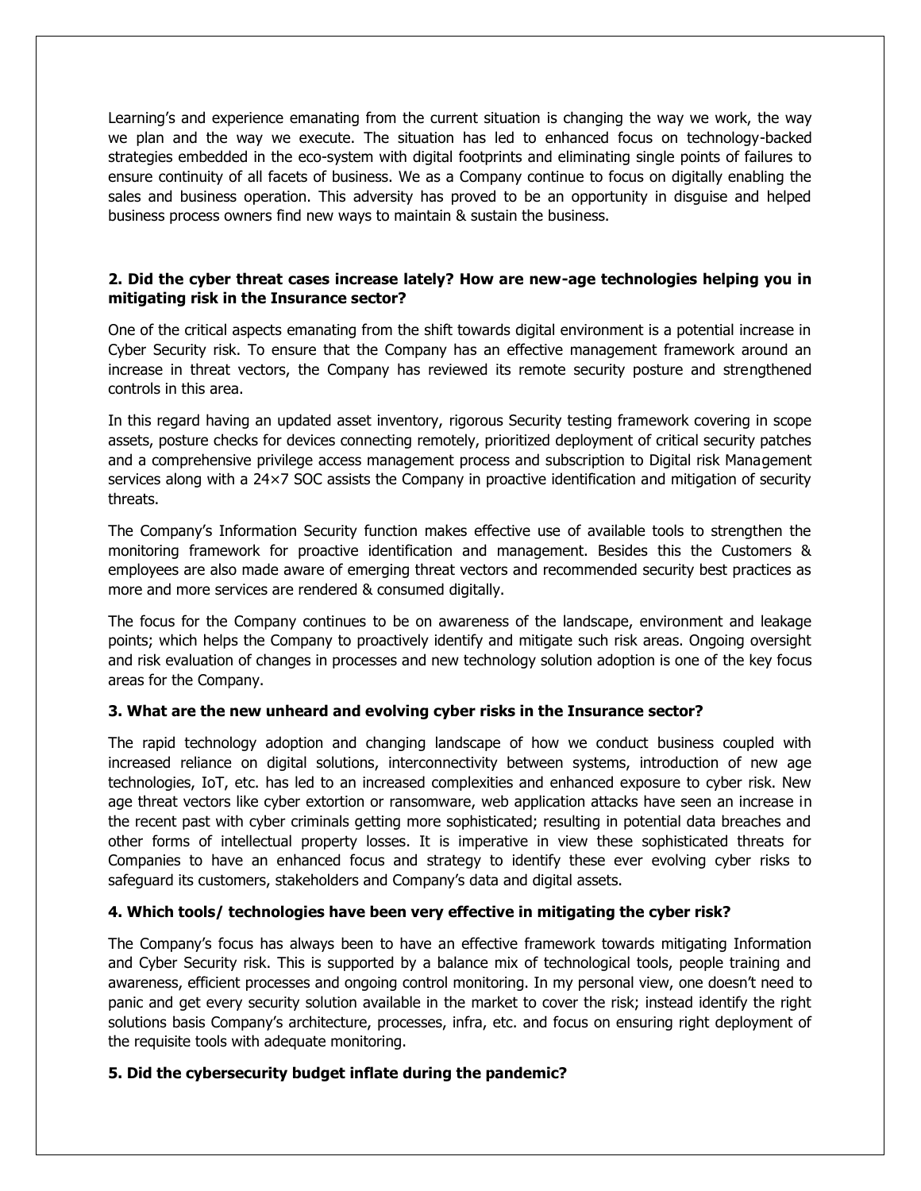Learning's and experience emanating from the current situation is changing the way we work, the way we plan and the way we execute. The situation has led to enhanced focus on technology-backed strategies embedded in the eco-system with digital footprints and eliminating single points of failures to ensure continuity of all facets of business. We as a Company continue to focus on digitally enabling the sales and business operation. This adversity has proved to be an opportunity in disguise and helped business process owners find new ways to maintain & sustain the business.

**2. Did the cyber threat cases increase lately? How are new-age technologies helping you in mitigating risk in the Insurance sector?**

One of the critical aspects emanating from the shift towards digital environment is a potential increase in Cyber Security risk. To ensure that the Company has an effective management framework around an increase in threat vectors, the Company has reviewed its remote security posture and strengthened controls in this area.

In this regard having an updated asset inventory, rigorous Security testing framework covering in scope assets, posture checks for devices connecting remotely, prioritized deployment of critical security patches and a comprehensive privilege access management process and subscription to Digital risk Management services along with a 24×7 SOC assists the Company in proactive identification and mitigation of security threats.

The Company's Information Security function makes effective use of available tools to strengthen the monitoring framework for proactive identification and management. Besides this the Customers & employees are also made aware of emerging threat vectors and recommended security best practices as more and more services are rendered & consumed digitally.

The focus for the Company continues to be on awareness of the landscape, environment and leakage points; which helps the Company to proactively identify and mitigate such risk areas. Ongoing oversight and risk evaluation of changes in processes and new technology solution adoption is one of the key focus areas for the Company.

**3. What are the new unheard and evolving cyber risks in the Insurance sector?**

The rapid technology adoption and changing landscape of how we conduct business coupled with increased reliance on digital solutions, interconnectivity between systems, introduction of new age technologies, IoT, etc. has led to an increased complexities and enhanced exposure to cyber risk. New age threat vectors like cyber extortion or ransomware, web application attacks have seen an increase in the recent past with cyber criminals getting more sophisticated; resulting in potential data breaches and other forms of intellectual property losses. It is imperative in view these sophisticated threats for Companies to have an enhanced focus and strategy to identify these ever evolving cyber risks to safeguard its customers, stakeholders and Company's data and digital assets.

**4. Which tools/ technologies have been very effective in mitigating the cyber risk?**

The Company's focus has always been to have an effective framework towards mitigating Information and Cyber Security risk. This is supported by a balance mix of technological tools, people training and awareness, efficient processes and ongoing control monitoring. In my personal view, one doesn't need to panic and get every security solution available in the market to cover the risk; instead identify the right solutions basis Company's architecture, processes, infra, etc. and focus on ensuring right deployment of the requisite tools with adequate monitoring.

**5. Did the cybersecurity budget inflate during the pandemic?**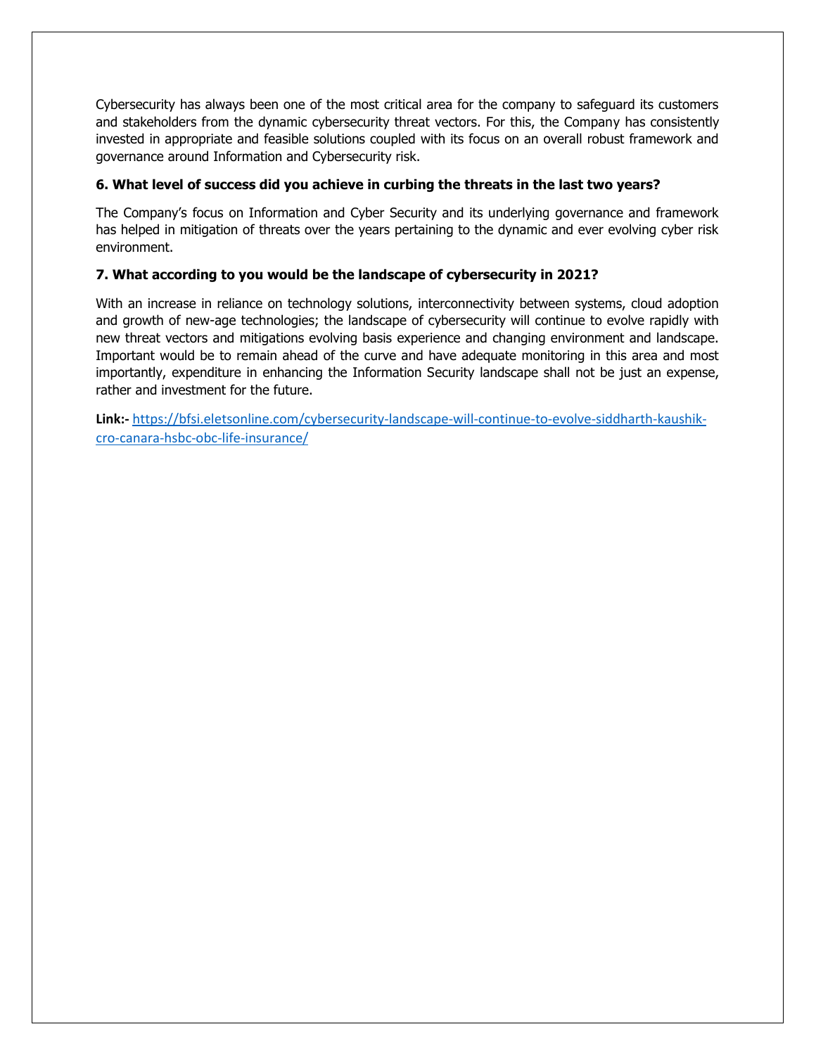Cybersecurity has always been one of the most critical area for the company to safeguard its customers and stakeholders from the dynamic cybersecurity threat vectors. For this, the Company has consistently invested in appropriate and feasible solutions coupled with its focus on an overall robust framework and governance around Information and Cybersecurity risk.

**6. What level of success did you achieve in curbing the threats in the last two years?**

The Company's focus on Information and Cyber Security and its underlying governance and framework has helped in mitigation of threats over the years pertaining to the dynamic and ever evolving cyber risk environment.

**7. What according to you would be the landscape of cybersecurity in 2021?**

With an increase in reliance on technology solutions, interconnectivity between systems, cloud adoption and growth of new-age technologies; the landscape of cybersecurity will continue to evolve rapidly with new threat vectors and mitigations evolving basis experience and changing environment and landscape. Important would be to remain ahead of the curve and have adequate monitoring in this area and most importantly, expenditure in enhancing the Information Security landscape shall not be just an expense, rather and investment for the future.

**Link:-** [https://bfsi.eletsonline.com/cybersecurity-landscape-will-continue-to-evolve-siddharth-kaushik-cro-canara-hsbc-obc-life-insurance/](https://bfsi.eletsonline.com/cybersecurity-landscape-will-continue-to-evolve-siddharth-kaushik-cro-canara-hsbc-obc-life-insurance/)